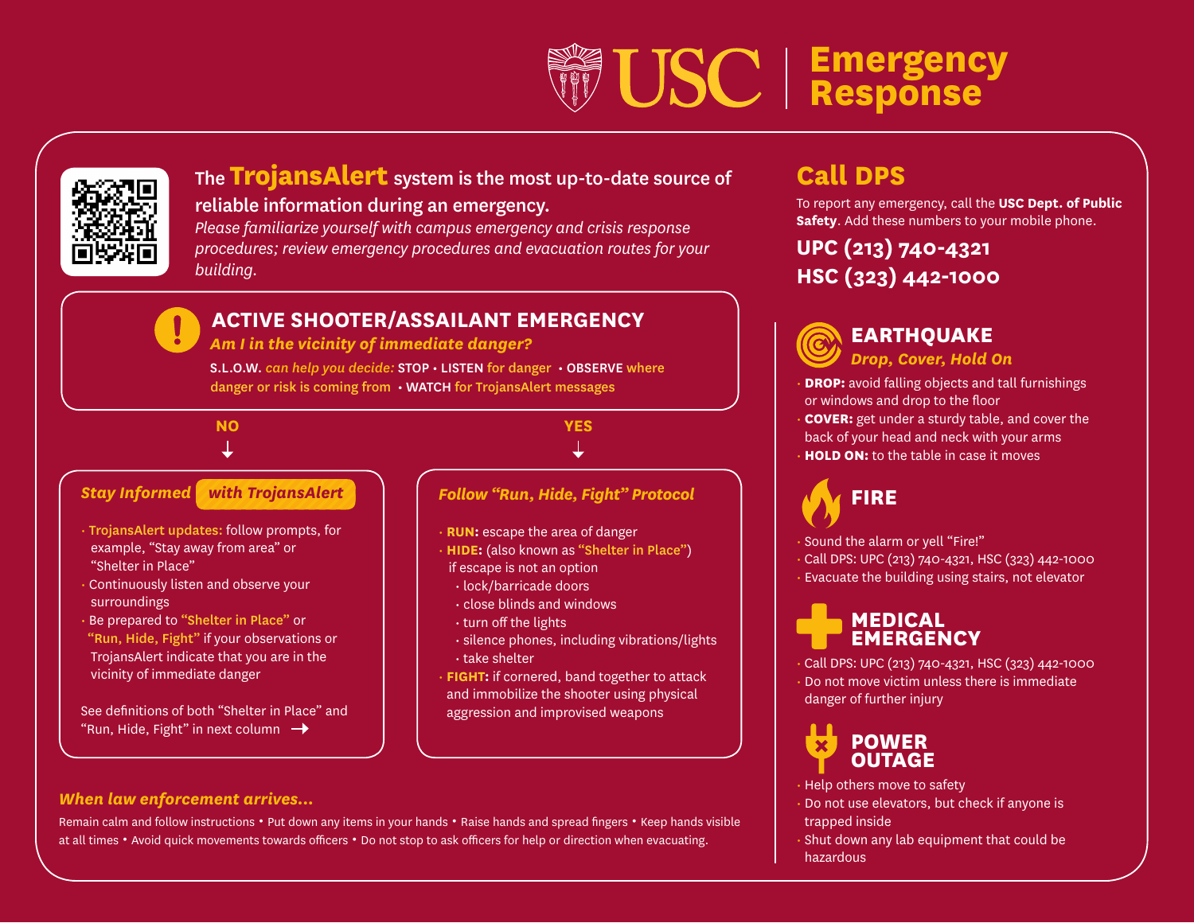# USC Emergency Response

The **TrojansAlert** system is the most up-to-date source of reliable information during an emergency.

*Please familiarize yourself with campus emergency and crisis response procedures; review emergency procedures and evacuation routes for your building.*

## ACTIVE SHOOTER/ASSAILANT EMERGENCY

***Am I in the vicinity of immediate danger?***

S.L.O.W. *can help you decide:* STOP • LISTEN for danger • OBSERVE where danger or risk is coming from • WATCH for TrojansAlert messages

### NO

***Stay Informed with TrojansAlert***

- **TrojansAlert updates:** follow prompts, for example, "Stay away from area" or "Shelter in Place"
- Continuously listen and observe your surroundings
- Be prepared to **"Shelter in Place"** or **"Run, Hide, Fight"** if your observations or TrojansAlert indicate that you are in the vicinity of immediate danger

See definitions of both "Shelter in Place" and "Run, Hide, Fight" in next column →

### YES

***Follow "Run, Hide, Fight" Protocol***

- **RUN:** escape the area of danger
- **HIDE:** (also known as **"Shelter in Place"**) if escape is not an option
  - lock/barricade doors
  - close blinds and windows
  - turn off the lights
  - silence phones, including vibrations/lights
  - take shelter
- **FIGHT:** if cornered, band together to attack and immobilize the shooter using physical aggression and improvised weapons

### *When law enforcement arrives...*

Remain calm and follow instructions • Put down any items in your hands • Raise hands and spread fingers • Keep hands visible at all times • Avoid quick movements towards officers • Do not stop to ask officers for help or direction when evacuating.

## Call DPS

To report any emergency, call the **USC Dept. of Public Safety**. Add these numbers to your mobile phone.

**UPC (213) 740-4321**

**HSC (323) 442-1000**

## EARTHQUAKE

***Drop, Cover, Hold On***

- **DROP:** avoid falling objects and tall furnishings or windows and drop to the floor
- **COVER:** get under a sturdy table, and cover the back of your head and neck with your arms
- **HOLD ON:** to the table in case it moves

## FIRE

- Sound the alarm or yell "Fire!"
- Call DPS: UPC (213) 740-4321, HSC (323) 442-1000
- Evacuate the building using stairs, not elevator

## MEDICAL EMERGENCY

- Call DPS: UPC (213) 740-4321, HSC (323) 442-1000
- Do not move victim unless there is immediate danger of further injury

## POWER OUTAGE

- Help others move to safety
- Do not use elevators, but check if anyone is trapped inside
- Shut down any lab equipment that could be hazardous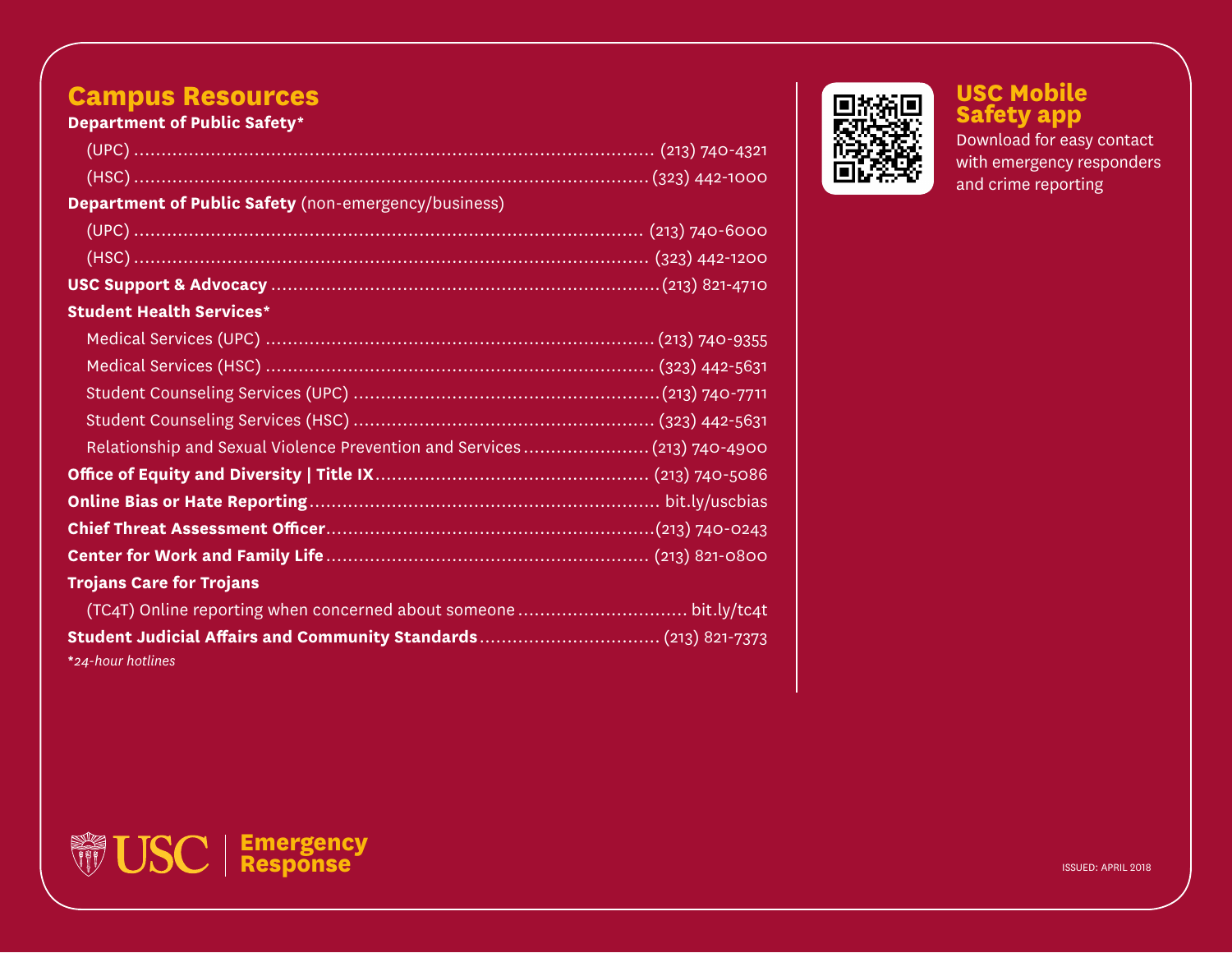## Campus Resources

**Department of Public Safety***

- (UPC) .......... (213) 740-4321
- (HSC) .......... (323) 442-1000

**Department of Public Safety** (non-emergency/business)

- (UPC) .......... (213) 740-6000
- (HSC) .......... (323) 442-1200

**USC Support & Advocacy** .......... (213) 821-4710

**Student Health Services***

- Medical Services (UPC) .......... (213) 740-9355
- Medical Services (HSC) .......... (323) 442-5631
- Student Counseling Services (UPC) .......... (213) 740-7711
- Student Counseling Services (HSC) .......... (323) 442-5631
- Relationship and Sexual Violence Prevention and Services .......... (213) 740-4900

**Office of Equity and Diversity | Title IX** .......... (213) 740-5086

**Online Bias or Hate Reporting** .......... bit.ly/uscbias

**Chief Threat Assessment Officer** .......... (213) 740-0243

**Center for Work and Family Life** .......... (213) 821-0800

**Trojans Care for Trojans**

- (TC4T) Online reporting when concerned about someone .......... bit.ly/tc4t

**Student Judicial Affairs and Community Standards** .......... (213) 821-7373

**24-hour hotlines*

## USC Mobile Safety app

Download for easy contact with emergency responders and crime reporting

USC | Emergency Response

ISSUED: APRIL 2018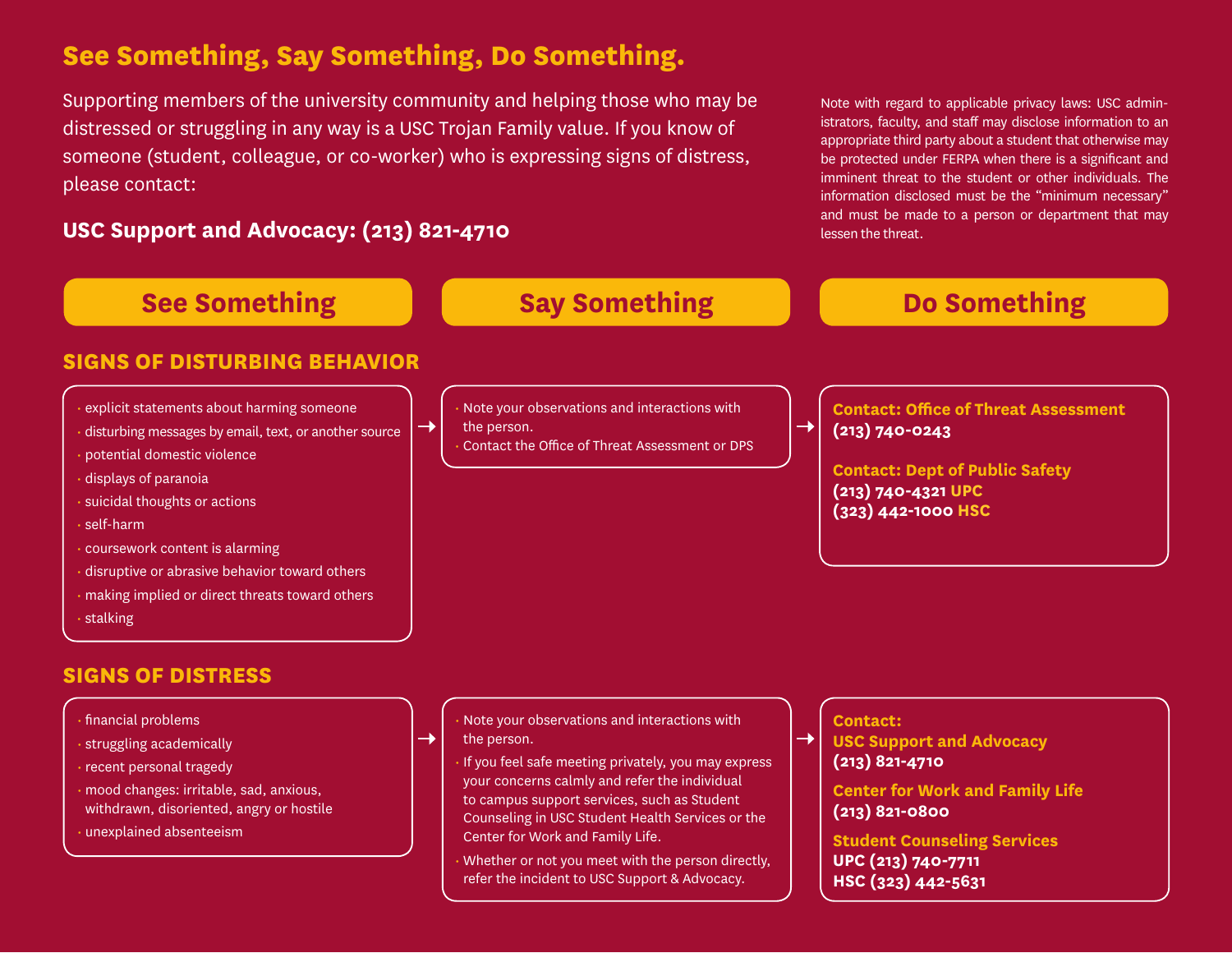# See Something, Say Something, Do Something.

Supporting members of the university community and helping those who may be distressed or struggling in any way is a USC Trojan Family value. If you know of someone (student, colleague, or co-worker) who is expressing signs of distress, please contact:

**USC Support and Advocacy: (213) 821-4710**

Note with regard to applicable privacy laws: USC administrators, faculty, and staff may disclose information to an appropriate third party about a student that otherwise may be protected under FERPA when there is a significant and imminent threat to the student or other individuals. The information disclosed must be the "minimum necessary" and must be made to a person or department that may lessen the threat.

## See Something → Say Something → Do Something

### SIGNS OF DISTURBING BEHAVIOR

**See Something**

- explicit statements about harming someone
- disturbing messages by email, text, or another source
- potential domestic violence
- displays of paranoia
- suicidal thoughts or actions
- self-harm
- coursework content is alarming
- disruptive or abrasive behavior toward others
- making implied or direct threats toward others
- stalking

**Say Something**

- Note your observations and interactions with the person.
- Contact the Office of Threat Assessment or DPS

**Do Something**

**Contact: Office of Threat Assessment**
**(213) 740-0243**

**Contact: Dept of Public Safety**
**(213) 740-4321 UPC**
**(323) 442-1000 HSC**

### SIGNS OF DISTRESS

**See Something**

- financial problems
- struggling academically
- recent personal tragedy
- mood changes: irritable, sad, anxious, withdrawn, disoriented, angry or hostile
- unexplained absenteeism

**Say Something**

- Note your observations and interactions with the person.
- If you feel safe meeting privately, you may express your concerns calmly and refer the individual to campus support services, such as Student Counseling in USC Student Health Services or the Center for Work and Family Life.
- Whether or not you meet with the person directly, refer the incident to USC Support & Advocacy.

**Do Something**

**Contact:**

**USC Support and Advocacy**
**(213) 821-4710**

**Center for Work and Family Life**
**(213) 821-0800**

**Student Counseling Services**
**UPC (213) 740-7711**
**HSC (323) 442-5631**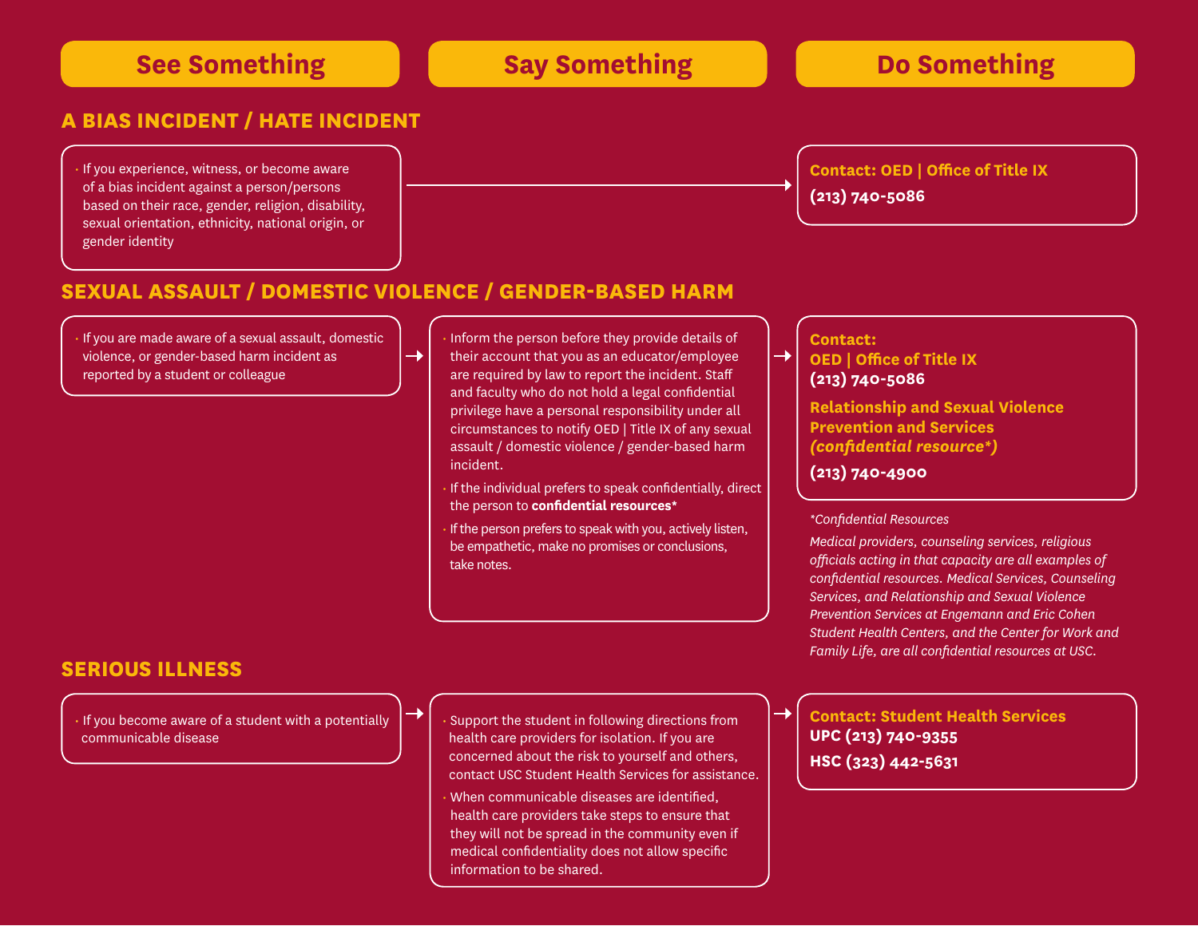## See Something | Say Something | Do Something

### A BIAS INCIDENT / HATE INCIDENT

**See Something**

- If you experience, witness, or become aware of a bias incident against a person/persons based on their race, gender, religion, disability, sexual orientation, ethnicity, national origin, or gender identity

→

**Do Something**

**Contact: OED | Office of Title IX**
**(213) 740-5086**

### SEXUAL ASSAULT / DOMESTIC VIOLENCE / GENDER-BASED HARM

**See Something**

- If you are made aware of a sexual assault, domestic violence, or gender-based harm incident as reported by a student or colleague

→

**Say Something**

- Inform the person before they provide details of their account that you as an educator/employee are required by law to report the incident. Staff and faculty who do not hold a legal confidential privilege have a personal responsibility under all circumstances to notify OED | Title IX of any sexual assault / domestic violence / gender-based harm incident.
- If the individual prefers to speak confidentially, direct the person to **confidential resources***
- If the person prefers to speak with you, actively listen, be empathetic, make no promises or conclusions, take notes.

→

**Do Something**

**Contact:**
**OED | Office of Title IX**
**(213) 740-5086**

**Relationship and Sexual Violence Prevention and Services *(confidential resource*)***
**(213) 740-4900**

**Confidential Resources*

*Medical providers, counseling services, religious officials acting in that capacity are all examples of confidential resources. Medical Services, Counseling Services, and Relationship and Sexual Violence Prevention Services at Engemann and Eric Cohen Student Health Centers, and the Center for Work and Family Life, are all confidential resources at USC.*

### SERIOUS ILLNESS

**See Something**

- If you become aware of a student with a potentially communicable disease

→

**Say Something**

- Support the student in following directions from health care providers for isolation. If you are concerned about the risk to yourself and others, contact USC Student Health Services for assistance.
- When communicable diseases are identified, health care providers take steps to ensure that they will not be spread in the community even if medical confidentiality does not allow specific information to be shared.

→

**Do Something**

**Contact: Student Health Services**
**UPC (213) 740-9355**
**HSC (323) 442-5631**